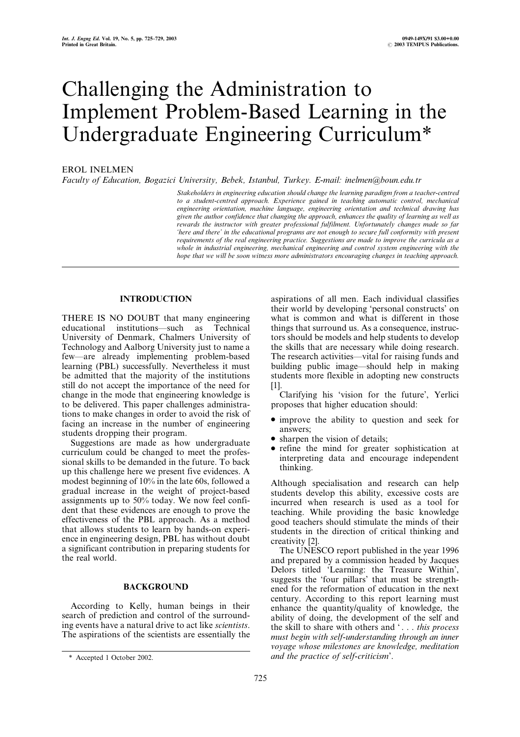# Challenging the Administration to Implement Problem-Based Learning in the Undergraduate Engineering Curriculum*

EROL INELMEN

*Faculty of Education, Bogazici University, Bebek, Istanbul, Turkey. E-mail: inelmen@boun.edu.tr*

*Stakeholders in engineering education should change the learning paradigm from a teacher-centred to a student-centred approach. Experience gained in teaching automatic control, mechanical engineering orientation, machine language, engineering orientation and technical drawing has given the author confidence that changing the approach, enhances the quality of learning as well as rewards the instructor with greater professional fulfilment. Unfortunately changes made so far 'here and there' in the educational programs are not enough to secure full conformity with present requirements of the real engineering practice. Suggestions are made to improve the curricula as a whole in industrial engineering, mechanical engineering and control system engineering with the hope that we will be soon witness more administrators encouraging changes in teaching approach.*

## INTRODUCTION

THERE IS NO DOUBT that many engineering educational institutions—such as Technical University of Denmark, Chalmers University of Technology and Aalborg University just to name a few—are already implementing problem-based learning (PBL) successfully. Nevertheless it must be admitted that the majority of the institutions still do not accept the importance of the need for change in the mode that engineering knowledge is to be delivered. This paper challenges administrations to make changes in order to avoid the risk of facing an increase in the number of engineering students dropping their program.

Suggestions are made as how undergraduate curriculum could be changed to meet the professional skills to be demanded in the future. To back up this challenge here we present five evidences. A modest beginning of 10% in the late 60s, followed a gradual increase in the weight of project-based assignments up to 50% today. We now feel confident that these evidences are enough to prove the effectiveness of the PBL approach. As a method that allows students to learn by hands-on experience in engineering design, PBL has without doubt a significant contribution in preparing students for the real world.

## BACKGROUND

According to Kelly, human beings in their search of prediction and control of the surrounding events have a natural drive to act like *scientists*. The aspirations of the scientists are essentially the aspirations of all men. Each individual classifies their world by developing 'personal constructs' on what is common and what is different in those things that surround us. As a consequence, instructors should be models and help students to develop the skills that are necessary while doing research. The research activities—vital for raising funds and building public image—should help in making students more flexible in adopting new constructs [1].

Clarifying his 'vision for the future', Yerlici proposes that higher education should:

- improve the ability to question and seek for answers;
- sharpen the vision of details;
- refine the mind for greater sophistication at interpreting data and encourage independent thinking.

Although specialisation and research can help students develop this ability, excessive costs are incurred when research is used as a tool for teaching. While providing the basic knowledge good teachers should stimulate the minds of their students in the direction of critical thinking and creativity [2].

The UNESCO report published in the year 1996 and prepared by a commission headed by Jacques Delors titled 'Learning: the Treasure Within', suggests the 'four pillars' that must be strengthened for the reformation of education in the next century. According to this report learning must enhance the quantity/quality of knowledge, the ability of doing, the development of the self and the skill to share with others and '. . . *this process must begin with self-understanding through an inner voyage whose milestones are knowledge, meditation and the practice of self-criticism*'.

\* Accepted 1 October 2002.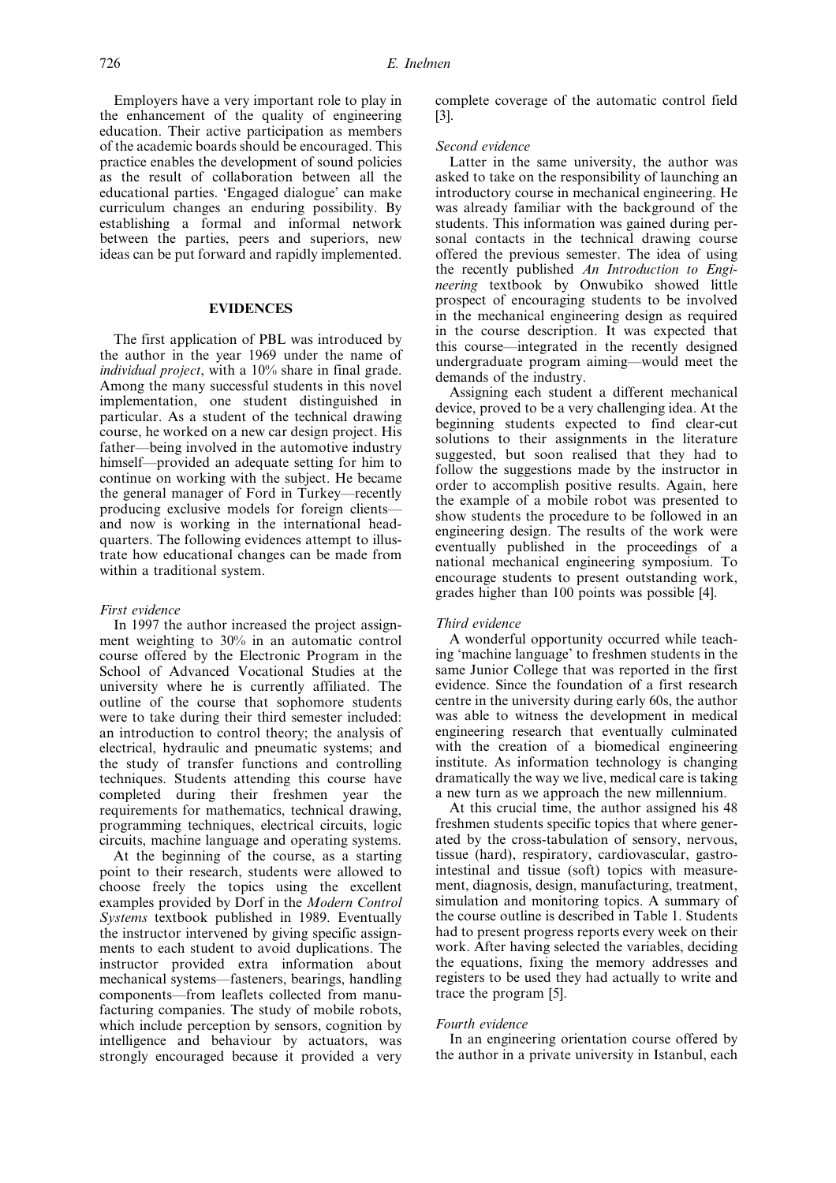Employers have a very important role to play in the enhancement of the quality of engineering education. Their active participation as members of the academic boards should be encouraged. This practice enables the development of sound policies as the result of collaboration between all the educational parties. 'Engaged dialogue' can make curriculum changes an enduring possibility. By establishing a formal and informal network between the parties, peers and superiors, new ideas can be put forward and rapidly implemented.

## EVIDENCES

The first application of PBL was introduced by the author in the year 1969 under the name of *individual project*, with a 10% share in final grade. Among the many successful students in this novel implementation, one student distinguished in particular. As a student of the technical drawing course, he worked on a new car design project. His father—being involved in the automotive industry himself—provided an adequate setting for him to continue on working with the subject. He became the general manager of Ford in Turkey—recently producing exclusive models for foreign clients—and now is working in the international headquarters. The following evidences attempt to illustrate how educational changes can be made from within a traditional system.

### *First evidence*

In 1997 the author increased the project assignment weighting to 30% in an automatic control course offered by the Electronic Program in the School of Advanced Vocational Studies at the university where he is currently affiliated. The outline of the course that sophomore students were to take during their third semester included: an introduction to control theory; the analysis of electrical, hydraulic and pneumatic systems; and the study of transfer functions and controlling techniques. Students attending this course have completed during their freshmen year the requirements for mathematics, technical drawing, programming techniques, electrical circuits, logic circuits, machine language and operating systems.

At the beginning of the course, as a starting point to their research, students were allowed to choose freely the topics using the excellent examples provided by Dorf in the *Modern Control Systems* textbook published in 1989. Eventually the instructor intervened by giving specific assignments to each student to avoid duplications. The instructor provided extra information about mechanical systems—fasteners, bearings, handling components—from leaflets collected from manufacturing companies. The study of mobile robots, which include perception by sensors, cognition by intelligence and behaviour by actuators, was strongly encouraged because it provided a very complete coverage of the automatic control field [3].

### *Second evidence*

Latter in the same university, the author was asked to take on the responsibility of launching an introductory course in mechanical engineering. He was already familiar with the background of the students. This information was gained during personal contacts in the technical drawing course offered the previous semester. The idea of using the recently published *An Introduction to Engineering* textbook by Onwubiko showed little prospect of encouraging students to be involved in the mechanical engineering design as required in the course description. It was expected that this course—integrated in the recently designed undergraduate program aiming—would meet the demands of the industry.

Assigning each student a different mechanical device, proved to be a very challenging idea. At the beginning students expected to find clear-cut solutions to their assignments in the literature suggested, but soon realised that they had to follow the suggestions made by the instructor in order to accomplish positive results. Again, here the example of a mobile robot was presented to show students the procedure to be followed in an engineering design. The results of the work were eventually published in the proceedings of a national mechanical engineering symposium. To encourage students to present outstanding work, grades higher than 100 points was possible [4].

### *Third evidence*

A wonderful opportunity occurred while teaching 'machine language' to freshmen students in the same Junior College that was reported in the first evidence. Since the foundation of a first research centre in the university during early 60s, the author was able to witness the development in medical engineering research that eventually culminated with the creation of a biomedical engineering institute. As information technology is changing dramatically the way we live, medical care is taking a new turn as we approach the new millennium.

At this crucial time, the author assigned his 48 freshmen students specific topics that where generated by the cross-tabulation of sensory, nervous, tissue (hard), respiratory, cardiovascular, gastrointestinal and tissue (soft) topics with measurement, diagnosis, design, manufacturing, treatment, simulation and monitoring topics. A summary of the course outline is described in Table 1. Students had to present progress reports every week on their work. After having selected the variables, deciding the equations, fixing the memory addresses and registers to be used they had actually to write and trace the program [5].

### *Fourth evidence*

In an engineering orientation course offered by the author in a private university in Istanbul, each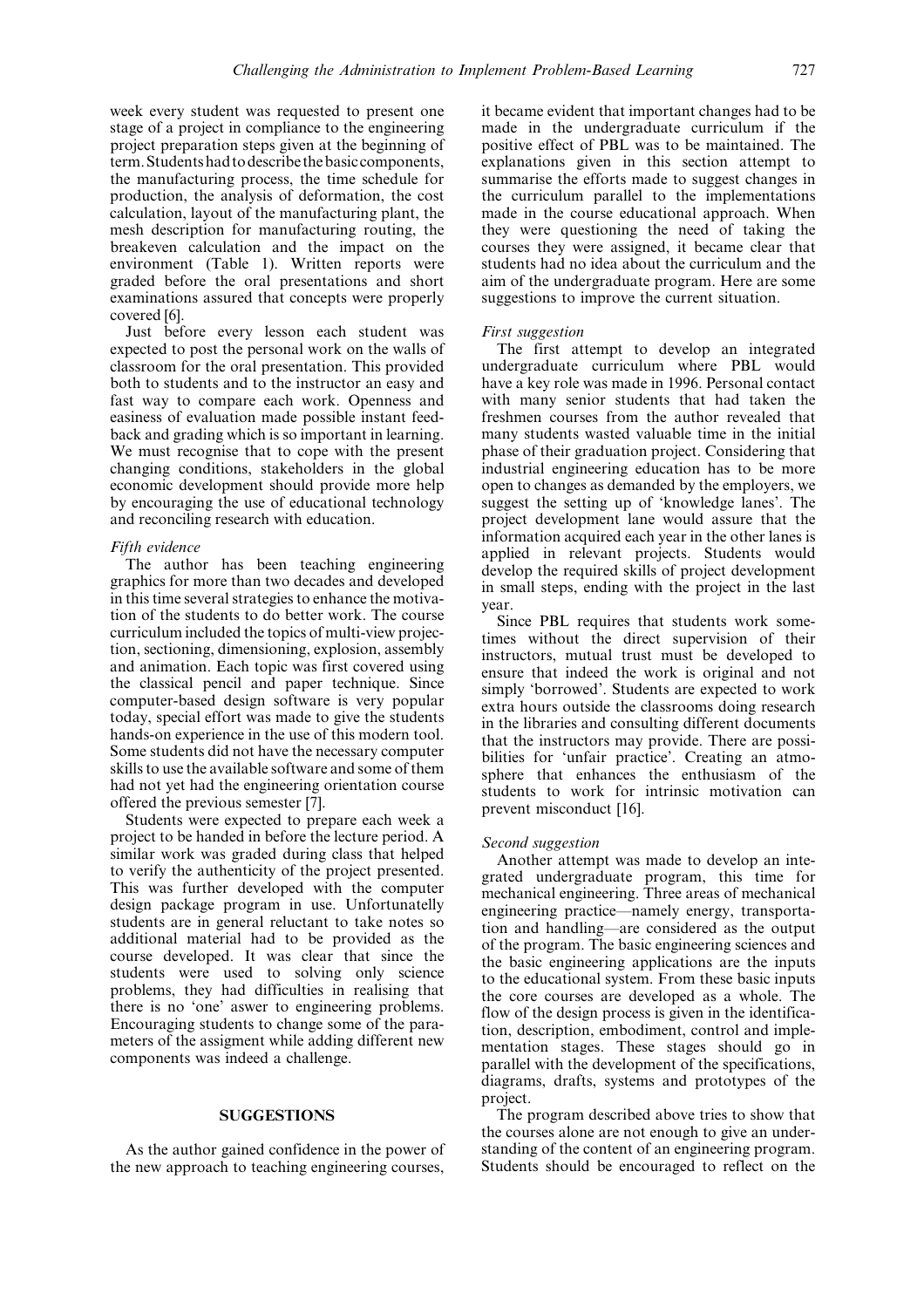week every student was requested to present one stage of a project in compliance to the engineering project preparation steps given at the beginning of term. Students had to describe the basic components, the manufacturing process, the time schedule for production, the analysis of deformation, the cost calculation, layout of the manufacturing plant, the mesh description for manufacturing routing, the breakeven calculation and the impact on the environment (Table 1). Written reports were graded before the oral presentations and short examinations assured that concepts were properly covered [6].

Just before every lesson each student was expected to post the personal work on the walls of classroom for the oral presentation. This provided both to students and to the instructor an easy and fast way to compare each work. Openness and easiness of evaluation made possible instant feedback and grading which is so important in learning. We must recognise that to cope with the present changing conditions, stakeholders in the global economic development should provide more help by encouraging the use of educational technology and reconciling research with education.

*Fifth evidence*

The author has been teaching engineering graphics for more than two decades and developed in this time several strategies to enhance the motivation of the students to do better work. The course curriculum included the topics of multi-view projection, sectioning, dimensioning, explosion, assembly and animation. Each topic was first covered using the classical pencil and paper technique. Since computer-based design software is very popular today, special effort was made to give the students hands-on experience in the use of this modern tool. Some students did not have the necessary computer skills to use the available software and some of them had not yet had the engineering orientation course offered the previous semester [7].

Students were expected to prepare each week a project to be handed in before the lecture period. A similar work was graded during class that helped to verify the authenticity of the project presented. This was further developed with the computer design package program in use. Unfortunatelly students are in general reluctant to take notes so additional material had to be provided as the course developed. It was clear that since the students were used to solving only science problems, they had difficulties in realising that there is no 'one' answer to engineering problems. Encouraging students to change some of the parameters of the assigment while adding different new components was indeed a challenge.

## SUGGESTIONS

As the author gained confidence in the power of the new approach to teaching engineering courses, it became evident that important changes had to be made in the undergraduate curriculum if the positive effect of PBL was to be maintained. The explanations given in this section attempt to summarise the efforts made to suggest changes in the curriculum parallel to the implementations made in the course educational approach. When they were questioning the need of taking the courses they were assigned, it became clear that students had no idea about the curriculum and the aim of the undergraduate program. Here are some suggestions to improve the current situation.

*First suggestion*

The first attempt to develop an integrated undergraduate curriculum where PBL would have a key role was made in 1996. Personal contact with many senior students that had taken the freshmen courses from the author revealed that many students wasted valuable time in the initial phase of their graduation project. Considering that industrial engineering education has to be more open to changes as demanded by the employers, we suggest the setting up of 'knowledge lanes'. The project development lane would assure that the information acquired each year in the other lanes is applied in relevant projects. Students would develop the required skills of project development in small steps, ending with the project in the last year.

Since PBL requires that students work sometimes without the direct supervision of their instructors, mutual trust must be developed to ensure that indeed the work is original and not simply 'borrowed'. Students are expected to work extra hours outside the classrooms doing research in the libraries and consulting different documents that the instructors may provide. There are possibilities for 'unfair practice'. Creating an atmosphere that enhances the enthusiasm of the students to work for intrinsic motivation can prevent misconduct [16].

*Second suggestion*

Another attempt was made to develop an integrated undergraduate program, this time for mechanical engineering. Three areas of mechanical engineering practice—namely energy, transportation and handling—are considered as the output of the program. The basic engineering sciences and the basic engineering applications are the inputs to the educational system. From these basic inputs the core courses are developed as a whole. The flow of the design process is given in the identification, description, embodiment, control and implementation stages. These stages should go in parallel with the development of the specifications, diagrams, drafts, systems and prototypes of the project.

The program described above tries to show that the courses alone are not enough to give an understanding of the content of an engineering program. Students should be encouraged to reflect on the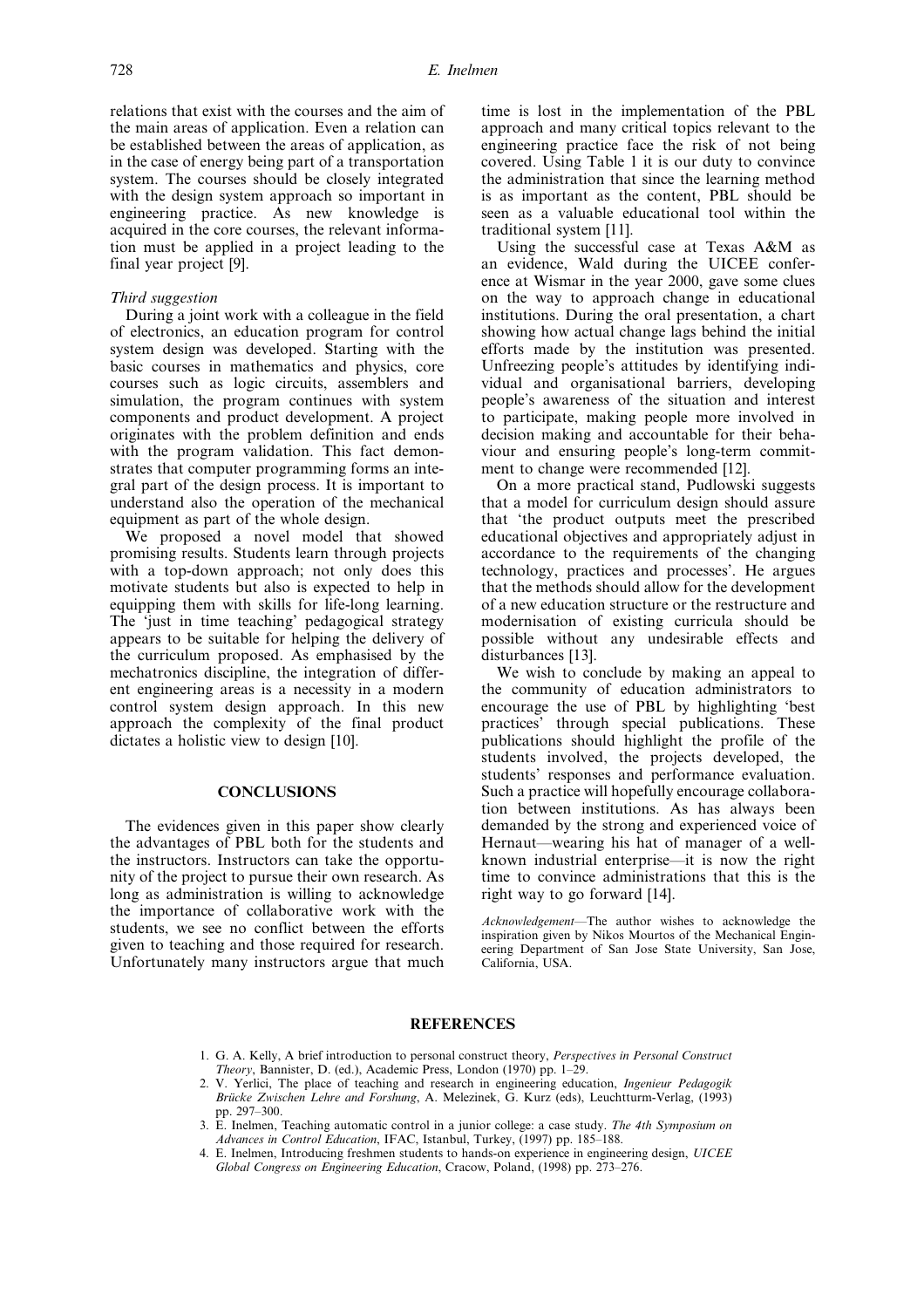relations that exist with the courses and the aim of the main areas of application. Even a relation can be established between the areas of application, as in the case of energy being part of a transportation system. The courses should be closely integrated with the design system approach so important in engineering practice. As new knowledge is acquired in the core courses, the relevant information must be applied in a project leading to the final year project [9].

### *Third suggestion*

During a joint work with a colleague in the field of electronics, an education program for control system design was developed. Starting with the basic courses in mathematics and physics, core courses such as logic circuits, assemblers and simulation, the program continues with system components and product development. A project originates with the problem definition and ends with the program validation. This fact demonstrates that computer programming forms an integral part of the design process. It is important to understand also the operation of the mechanical equipment as part of the whole design.

We proposed a novel model that showed promising results. Students learn through projects with a top-down approach; not only does this motivate students but also is expected to help in equipping them with skills for life-long learning. The 'just in time teaching' pedagogical strategy appears to be suitable for helping the delivery of the curriculum proposed. As emphasised by the mechatronics discipline, the integration of different engineering areas is a necessity in a modern control system design approach. In this new approach the complexity of the final product dictates a holistic view to design [10].

## CONCLUSIONS

The evidences given in this paper show clearly the advantages of PBL both for the students and the instructors. Instructors can take the opportunity of the project to pursue their own research. As long as administration is willing to acknowledge the importance of collaborative work with the students, we see no conflict between the efforts given to teaching and those required for research. Unfortunately many instructors argue that much time is lost in the implementation of the PBL approach and many critical topics relevant to the engineering practice face the risk of not being covered. Using Table 1 it is our duty to convince the administration that since the learning method is as important as the content, PBL should be seen as a valuable educational tool within the traditional system [11].

Using the successful case at Texas A&M as an evidence, Wald during the UICEE conference at Wismar in the year 2000, gave some clues on the way to approach change in educational institutions. During the oral presentation, a chart showing how actual change lags behind the initial efforts made by the institution was presented. Unfreezing people's attitudes by identifying individual and organisational barriers, developing people's awareness of the situation and interest to participate, making people more involved in decision making and accountable for their behaviour and ensuring people's long-term commitment to change were recommended [12].

On a more practical stand, Pudlowski suggests that a model for curriculum design should assure that 'the product outputs meet the prescribed educational objectives and appropriately adjust in accordance to the requirements of the changing technology, practices and processes'. He argues that the methods should allow for the development of a new education structure or the restructure and modernisation of existing curricula should be possible without any undesirable effects and disturbances [13].

We wish to conclude by making an appeal to the community of education administrators to encourage the use of PBL by highlighting 'best practices' through special publications. These publications should highlight the profile of the students involved, the projects developed, the students' responses and performance evaluation. Such a practice will hopefully encourage collaboration between institutions. As has always been demanded by the strong and experienced voice of Hernaut—wearing his hat of manager of a well-known industrial enterprise—it is now the right time to convince administrations that this is the right way to go forward [14].

*Acknowledgement*—The author wishes to acknowledge the inspiration given by Nikos Mourtos of the Mechanical Engineering Department of San Jose State University, San Jose, California, USA.

## REFERENCES

1. G. A. Kelly, A brief introduction to personal construct theory, *Perspectives in Personal Construct Theory*, Bannister, D. (ed.), Academic Press, London (1970) pp. 1–29.
2. V. Yerlici, The place of teaching and research in engineering education, *Ingenieur Pedagogik Brücke Zwischen Lehre and Forshung*, A. Melezinek, G. Kurz (eds), Leuchtturm-Verlag, (1993) pp. 297–300.
3. E. Inelmen, Teaching automatic control in a junior college: a case study. *The 4th Symposium on Advances in Control Education*, IFAC, Istanbul, Turkey, (1997) pp. 185–188.
4. E. Inelmen, Introducing freshmen students to hands-on experience in engineering design, *UICEE Global Congress on Engineering Education*, Cracow, Poland, (1998) pp. 273–276.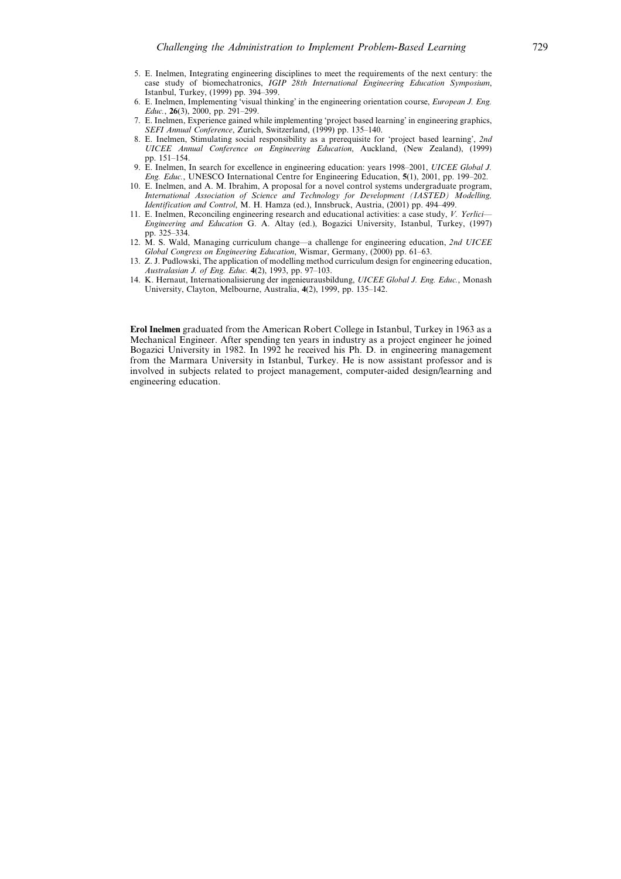5. E. Inelmen, Integrating engineering disciplines to meet the requirements of the next century: the case study of biomechatronics, *IGIP 28th International Engineering Education Symposium*, Istanbul, Turkey, (1999) pp. 394–399.
6. E. Inelmen, Implementing 'visual thinking' in the engineering orientation course, *European J. Eng. Educ.*, **26**(3), 2000, pp. 291–299.
7. E. Inelmen, Experience gained while implementing 'project based learning' in engineering graphics, *SEFI Annual Conference*, Zurich, Switzerland, (1999) pp. 135–140.
8. E. Inelmen, Stimulating social responsibility as a prerequisite for 'project based learning', *2nd UICEE Annual Conference on Engineering Education*, Auckland, (New Zealand), (1999) pp. 151–154.
9. E. Inelmen, In search for excellence in engineering education: years 1998–2001, *UICEE Global J. Eng. Educ.*, UNESCO International Centre for Engineering Education, **5**(1), 2001, pp. 199–202.
10. E. Inelmen, and A. M. Ibrahim, A proposal for a novel control systems undergraduate program, *International Association of Science and Technology for Development (IASTED) Modelling, Identification and Control*, M. H. Hamza (ed.), Innsbruck, Austria, (2001) pp. 494–499.
11. E. Inelmen, Reconciling engineering research and educational activities: a case study, *V. Yerlici—Engineering and Education* G. A. Altay (ed.), Bogazici University, Istanbul, Turkey, (1997) pp. 325–334.
12. M. S. Wald, Managing curriculum change—a challenge for engineering education, *2nd UICEE Global Congress on Engineering Education*, Wismar, Germany, (2000) pp. 61–63.
13. Z. J. Pudlowski, The application of modelling method curriculum design for engineering education, *Australasian J. of Eng. Educ.* **4**(2), 1993, pp. 97–103.
14. K. Hernaut, Internationalisierung der ingenieurausbildung, *UICEE Global J. Eng. Educ.*, Monash University, Clayton, Melbourne, Australia, **4**(2), 1999, pp. 135–142.

**Erol Inelmen** graduated from the American Robert College in Istanbul, Turkey in 1963 as a Mechanical Engineer. After spending ten years in industry as a project engineer he joined Bogazici University in 1982. In 1992 he received his Ph. D. in engineering management from the Marmara University in Istanbul, Turkey. He is now assistant professor and is involved in subjects related to project management, computer-aided design/learning and engineering education.